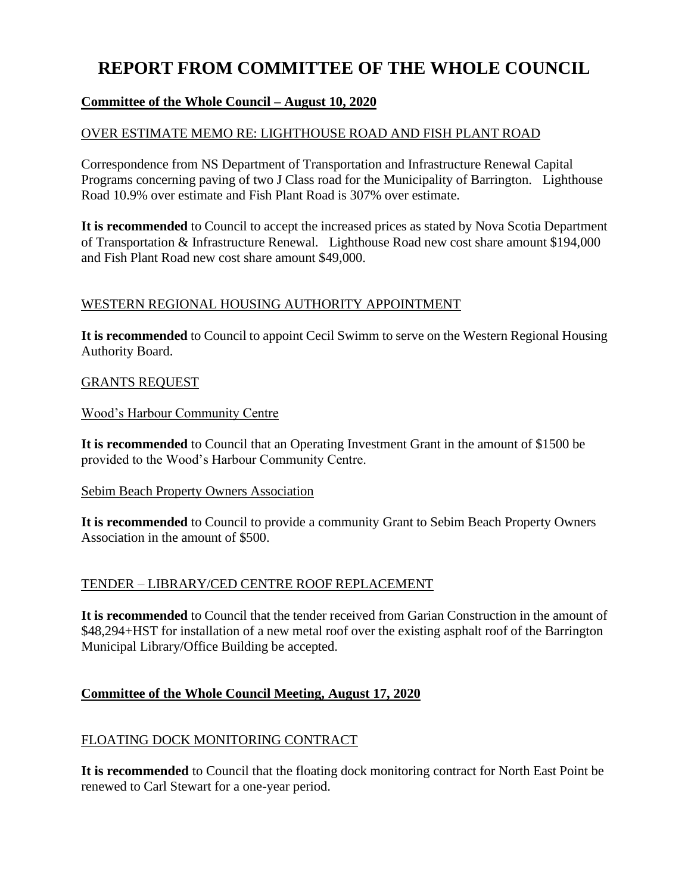# REPORT FROM COMMITTEE OF THE WHOLE COUNCIL

## Committee of the Whole Council – August 10, 2020

### OVER ESTIMATE MEMO RE: LIGHTHOUSE ROAD AND FISH PLANT ROAD

Correspondence from NS Department of Transportation and Infrastructure Renewal Capital Programs concerning paving of two J Class road for the Municipality of Barrington. Lighthouse Road 10.9% over estimate and Fish Plant Road is 307% over estimate.

**It is recommended** to Council to accept the increased prices as stated by Nova Scotia Department of Transportation & Infrastructure Renewal. Lighthouse Road new cost share amount $194,000 and Fish Plant Road new cost share amount $49,000.

### WESTERN REGIONAL HOUSING AUTHORITY APPOINTMENT

**It is recommended** to Council to appoint Cecil Swimm to serve on the Western Regional Housing Authority Board.

### GRANTS REQUEST

#### Wood's Harbour Community Centre

**It is recommended** to Council that an Operating Investment Grant in the amount of $1500 be provided to the Wood's Harbour Community Centre.

#### Sebim Beach Property Owners Association

**It is recommended** to Council to provide a community Grant to Sebim Beach Property Owners Association in the amount of $500.

### TENDER – LIBRARY/CED CENTRE ROOF REPLACEMENT

**It is recommended** to Council that the tender received from Garian Construction in the amount of $48,294+HST for installation of a new metal roof over the existing asphalt roof of the Barrington Municipal Library/Office Building be accepted.

## Committee of the Whole Council Meeting, August 17, 2020

### FLOATING DOCK MONITORING CONTRACT

**It is recommended** to Council that the floating dock monitoring contract for North East Point be renewed to Carl Stewart for a one-year period.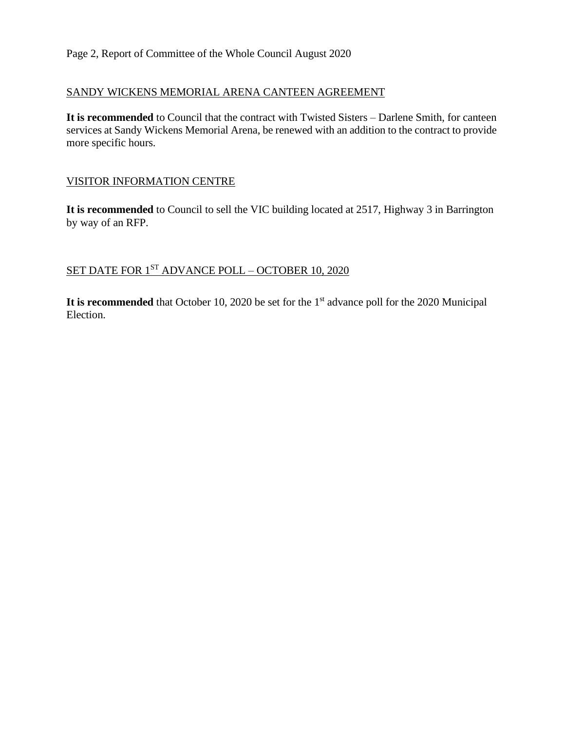## SANDY WICKENS MEMORIAL ARENA CANTEEN AGREEMENT

**It is recommended** to Council that the contract with Twisted Sisters – Darlene Smith, for canteen services at Sandy Wickens Memorial Arena, be renewed with an addition to the contract to provide more specific hours.

## VISITOR INFORMATION CENTRE

**It is recommended** to Council to sell the VIC building located at 2517, Highway 3 in Barrington by way of an RFP.

## SET DATE FOR 1ST ADVANCE POLL – OCTOBER 10, 2020

**It is recommended** that October 10, 2020 be set for the 1st advance poll for the 2020 Municipal Election.